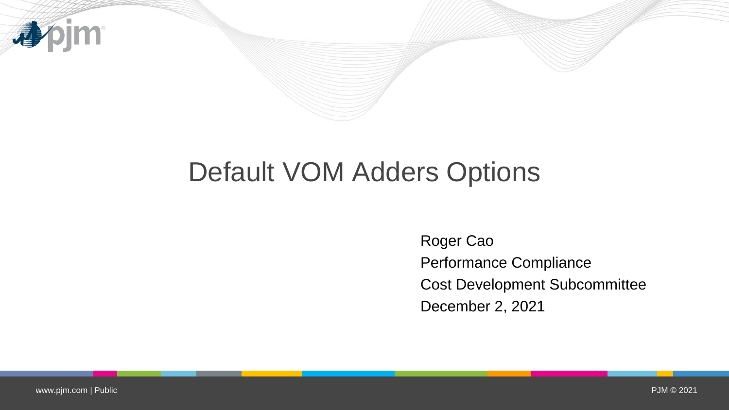# Default VOM Adders Options

Roger Cao
Performance Compliance
Cost Development Subcommittee
December 2, 2021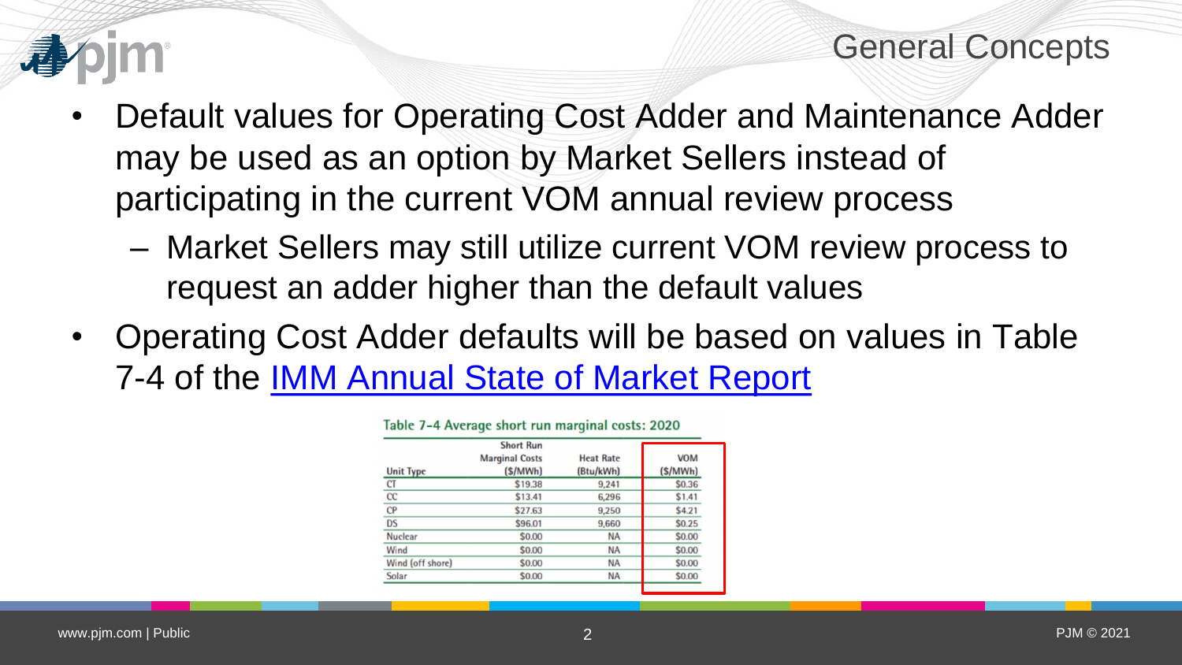## General Concepts

- Default values for Operating Cost Adder and Maintenance Adder may be used as an option by Market Sellers instead of participating in the current VOM annual review process
  - Market Sellers may still utilize current VOM review process to request an adder higher than the default values
- Operating Cost Adder defaults will be based on values in Table 7-4 of the [IMM Annual State of Market Report]()

Table 7-4 Average short run marginal costs: 2020

| Unit Type | Short Run Marginal Costs ($/MWh) | Heat Rate (Btu/kWh) | VOM ($/MWh) |
| --- | --- | --- | --- |
| CT | $19.38 | 9,241 | $0.36 |
| CC | $13.41 | 6,296 | $1.41 |
| CP | $27.63 | 9,250 | $4.21 |
| DS | $96.01 | 9,660 | $0.25 |
| Nuclear | $0.00 | NA | $0.00 |
| Wind | $0.00 | NA | $0.00 |
| Wind (off shore) | $0.00 | NA | $0.00 |
| Solar | $0.00 | NA | $0.00 |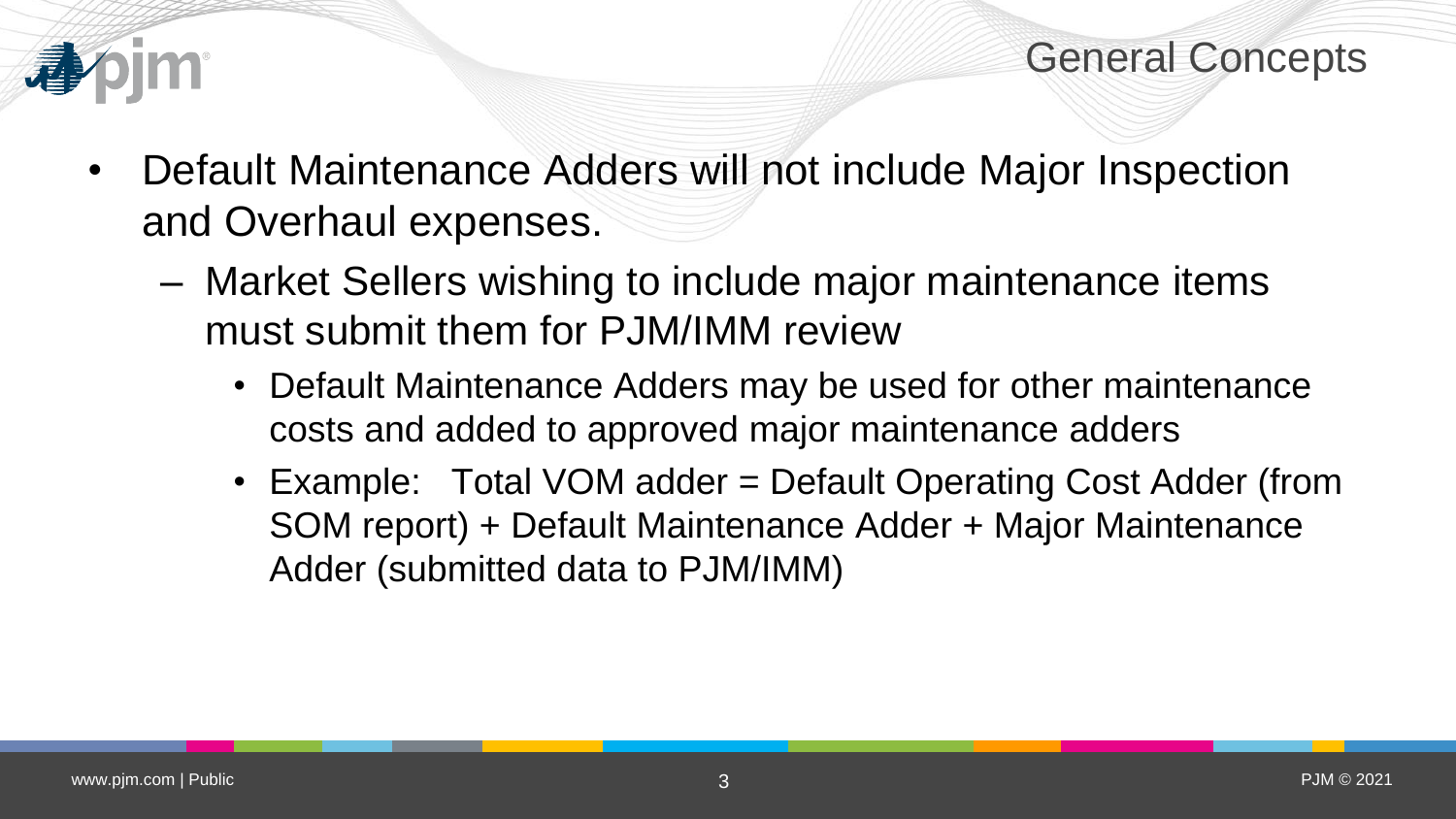# General Concepts

- Default Maintenance Adders will not include Major Inspection and Overhaul expenses.
  - Market Sellers wishing to include major maintenance items must submit them for PJM/IMM review
    - Default Maintenance Adders may be used for other maintenance costs and added to approved major maintenance adders
    - Example: Total VOM adder = Default Operating Cost Adder (from SOM report) + Default Maintenance Adder + Major Maintenance Adder (submitted data to PJM/IMM)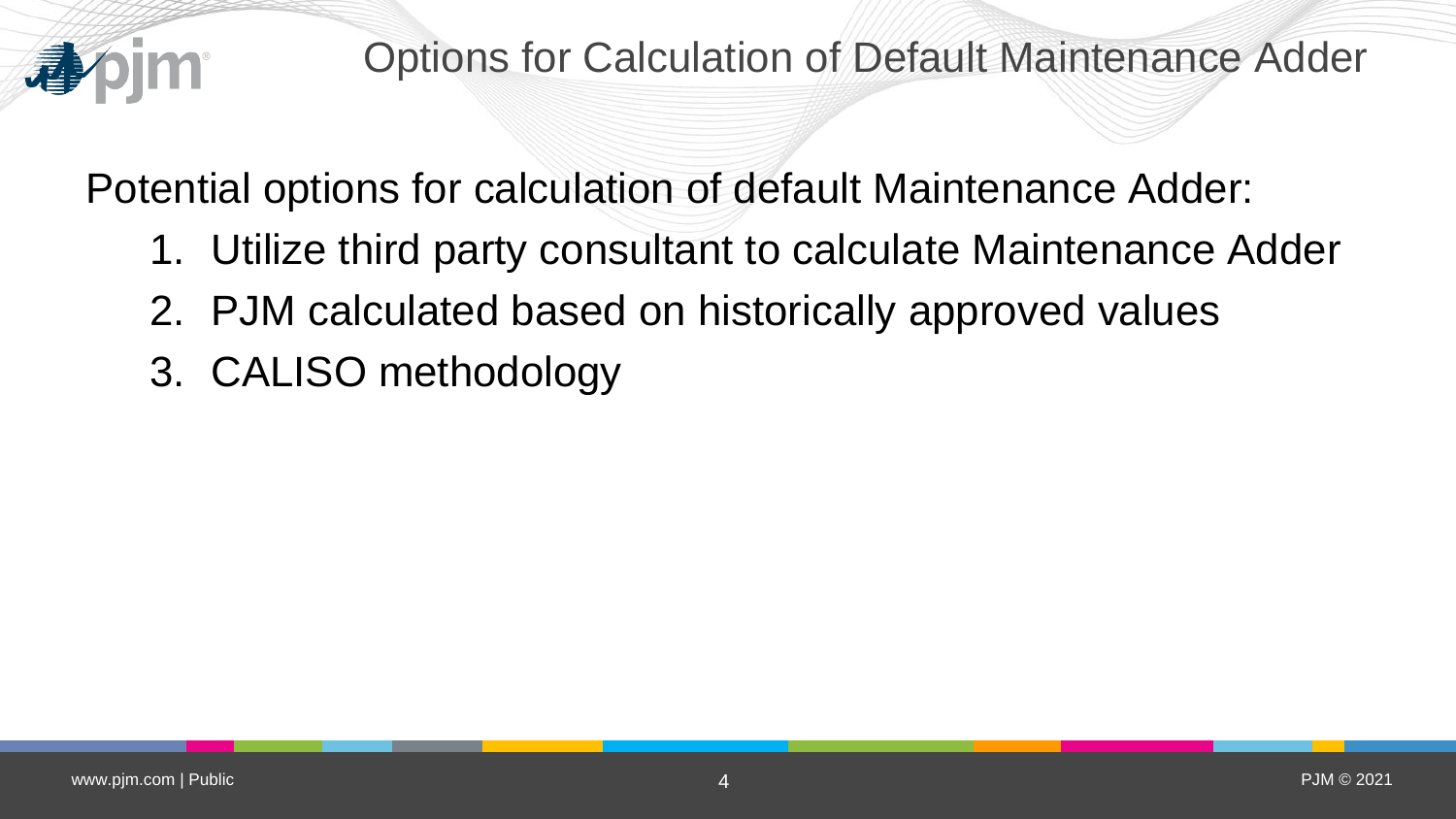# Options for Calculation of Default Maintenance Adder

Potential options for calculation of default Maintenance Adder:

1. Utilize third party consultant to calculate Maintenance Adder
2. PJM calculated based on historically approved values
3. CALISO methodology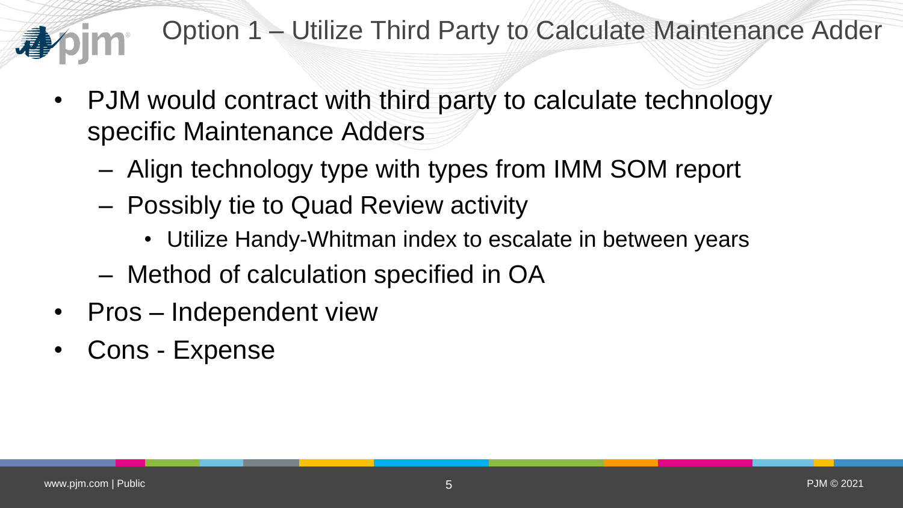# Option 1 – Utilize Third Party to Calculate Maintenance Adder

- PJM would contract with third party to calculate technology specific Maintenance Adders
  - Align technology type with types from IMM SOM report
  - Possibly tie to Quad Review activity
    - Utilize Handy-Whitman index to escalate in between years
  - Method of calculation specified in OA
- Pros – Independent view
- Cons - Expense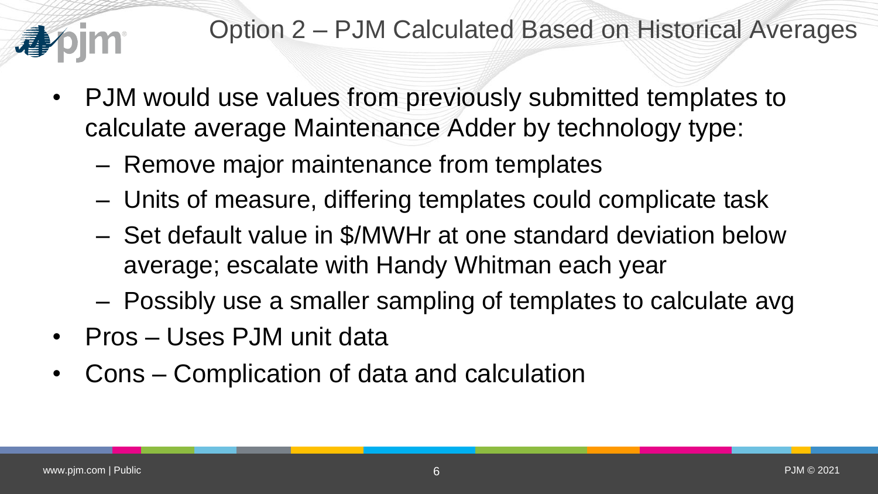# Option 2 – PJM Calculated Based on Historical Averages

- PJM would use values from previously submitted templates to calculate average Maintenance Adder by technology type:
  - Remove major maintenance from templates
  - Units of measure, differing templates could complicate task
  - Set default value in $/MWHr at one standard deviation below average; escalate with Handy Whitman each year
  - Possibly use a smaller sampling of templates to calculate avg
- Pros – Uses PJM unit data
- Cons – Complication of data and calculation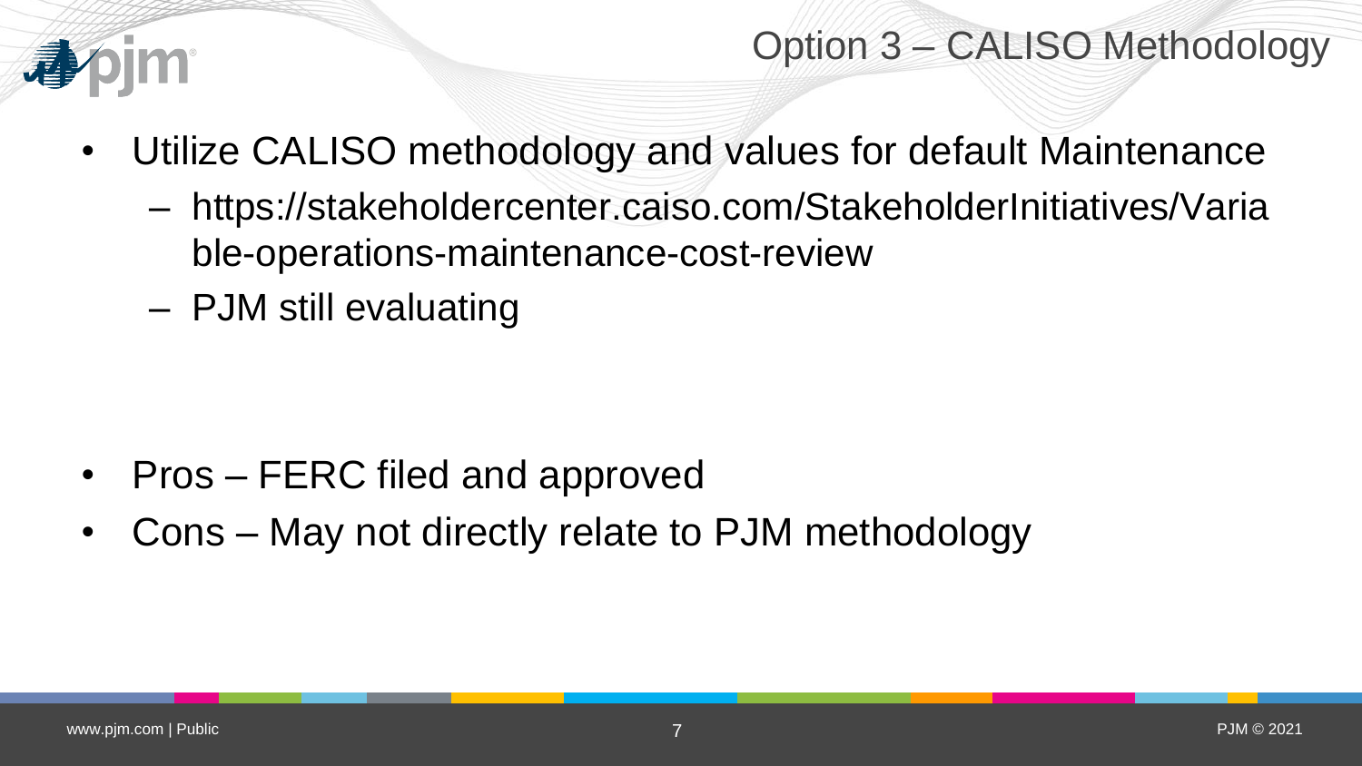# Option 3 – CALISO Methodology

- Utilize CALISO methodology and values for default Maintenance
  - https://stakeholdercenter.caiso.com/StakeholderInitiatives/Variable-operations-maintenance-cost-review
  - PJM still evaluating

- Pros – FERC filed and approved
- Cons – May not directly relate to PJM methodology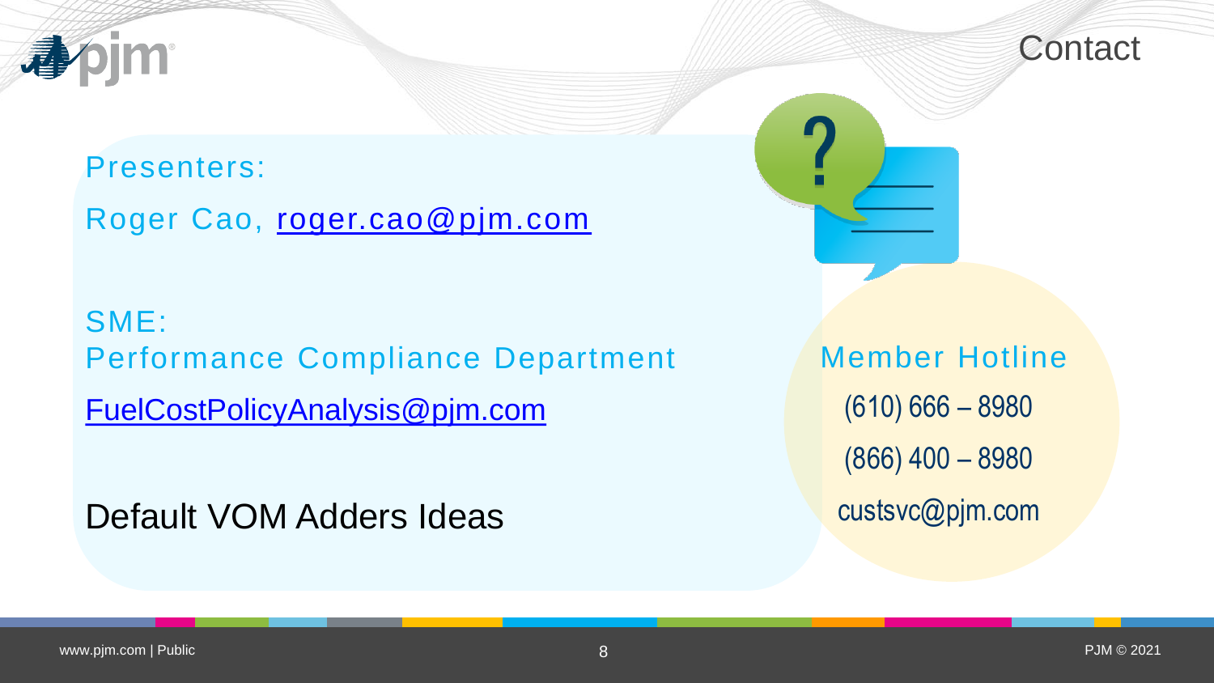# Contact

Presenters:

Roger Cao, roger.cao@pjm.com

SME:

Performance Compliance Department

FuelCostPolicyAnalysis@pjm.com

Default VOM Adders Ideas

Member Hotline

(610) 666 – 8980

(866) 400 – 8980

custsvc@pjm.com